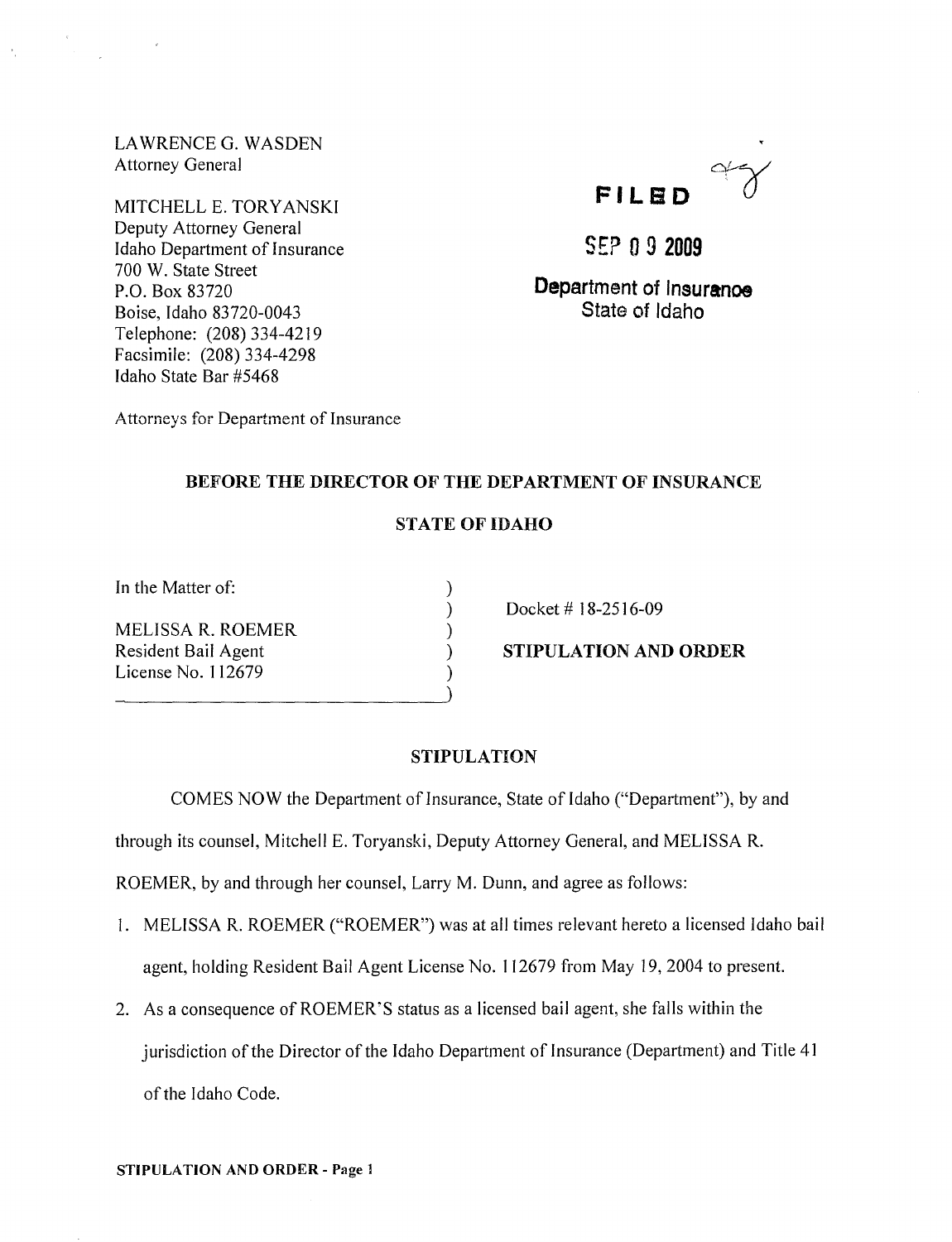LAWRENCE G. WASDEN
Attorney General

MITCHELL E. TORYANSKI
Deputy Attorney General
Idaho Department of Insurance
700 W. State Street
P.O. Box 83720
Boise, Idaho 83720-0043
Telephone: (208) 334-4219
Facsimile: (208) 334-4298
Idaho State Bar #5468

Attorneys for Department of Insurance

FILED

SEP 09 2009

Department of Insurance
State of Idaho

## BEFORE THE DIRECTOR OF THE DEPARTMENT OF INSURANCE

## STATE OF IDAHO

| | |
|---|---|
| In the Matter of: | |
| MELISSA R. ROEMER<br>Resident Bail Agent<br>License No. 112679 | Docket # 18-2516-09<br>**STIPULATION AND ORDER** |

## STIPULATION

COMES NOW the Department of Insurance, State of Idaho ("Department"), by and through its counsel, Mitchell E. Toryanski, Deputy Attorney General, and MELISSA R. ROEMER, by and through her counsel, Larry M. Dunn, and agree as follows:

1. MELISSA R. ROEMER ("ROEMER") was at all times relevant hereto a licensed Idaho bail agent, holding Resident Bail Agent License No. 112679 from May 19, 2004 to present.
2. As a consequence of ROEMER'S status as a licensed bail agent, she falls within the jurisdiction of the Director of the Idaho Department of Insurance (Department) and Title 41 of the Idaho Code.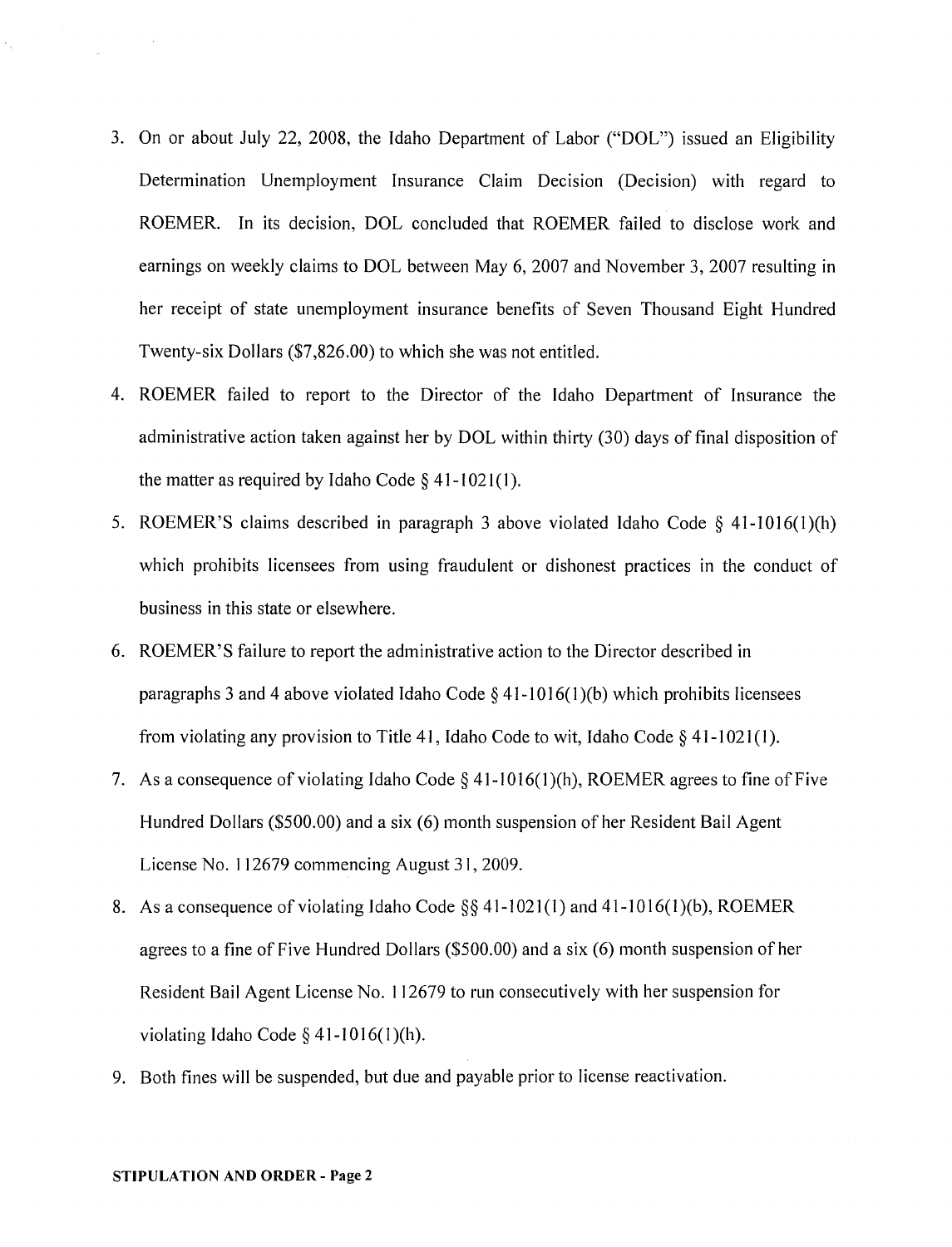3. On or about July 22, 2008, the Idaho Department of Labor ("DOL") issued an Eligibility Determination Unemployment Insurance Claim Decision (Decision) with regard to ROEMER. In its decision, DOL concluded that ROEMER failed to disclose work and earnings on weekly claims to DOL between May 6, 2007 and November 3, 2007 resulting in her receipt of state unemployment insurance benefits of Seven Thousand Eight Hundred Twenty-six Dollars ($7,826.00) to which she was not entitled.

4. ROEMER failed to report to the Director of the Idaho Department of Insurance the administrative action taken against her by DOL within thirty (30) days of final disposition of the matter as required by Idaho Code § 41-1021(1).

5. ROEMER'S claims described in paragraph 3 above violated Idaho Code § 41-1016(1)(h) which prohibits licensees from using fraudulent or dishonest practices in the conduct of business in this state or elsewhere.

6. ROEMER'S failure to report the administrative action to the Director described in paragraphs 3 and 4 above violated Idaho Code § 41-1016(1)(b) which prohibits licensees from violating any provision to Title 41, Idaho Code to wit, Idaho Code § 41-1021(1).

7. As a consequence of violating Idaho Code § 41-1016(1)(h), ROEMER agrees to fine of Five Hundred Dollars ($500.00) and a six (6) month suspension of her Resident Bail Agent License No. 112679 commencing August 31, 2009.

8. As a consequence of violating Idaho Code §§ 41-1021(1) and 41-1016(1)(b), ROEMER agrees to a fine of Five Hundred Dollars ($500.00) and a six (6) month suspension of her Resident Bail Agent License No. 112679 to run consecutively with her suspension for violating Idaho Code § 41-1016(1)(h).

9. Both fines will be suspended, but due and payable prior to license reactivation.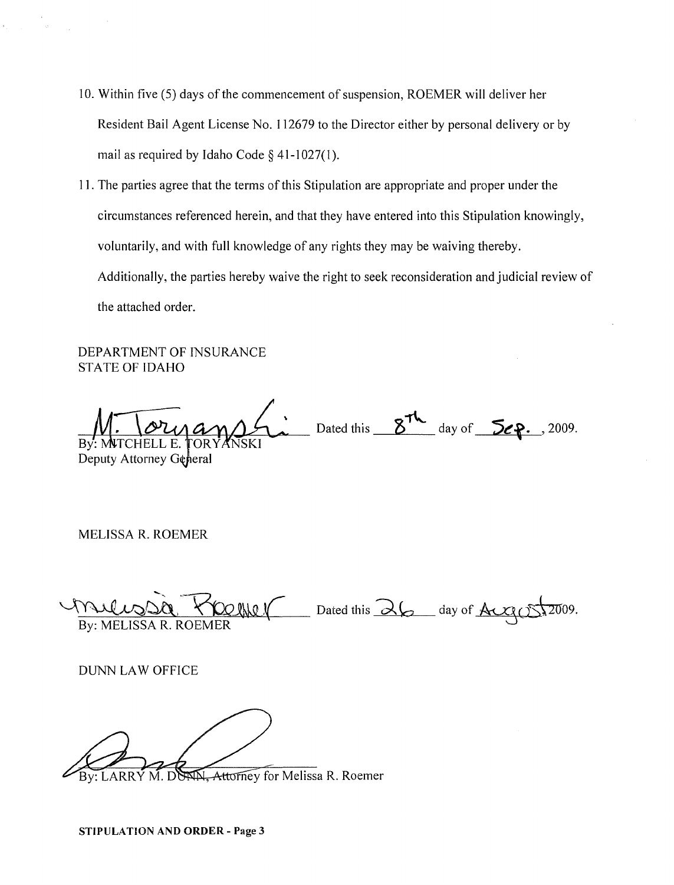10. Within five (5) days of the commencement of suspension, ROEMER will deliver her Resident Bail Agent License No. 112679 to the Director either by personal delivery or by mail as required by Idaho Code § 41-1027(1).

11. The parties agree that the terms of this Stipulation are appropriate and proper under the circumstances referenced herein, and that they have entered into this Stipulation knowingly, voluntarily, and with full knowledge of any rights they may be waiving thereby. Additionally, the parties hereby waive the right to seek reconsideration and judicial review of the attached order.

DEPARTMENT OF INSURANCE
STATE OF IDAHO

By: MITCHELL E. TORYANSKI
Deputy Attorney General

Dated this 8th day of Sep., 2009.

MELISSA R. ROEMER

By: MELISSA R. ROEMER

Dated this 26 day of August 2009.

DUNN LAW OFFICE

By: LARRY M. DUNN, Attorney for Melissa R. Roemer

**STIPULATION AND ORDER - Page 3**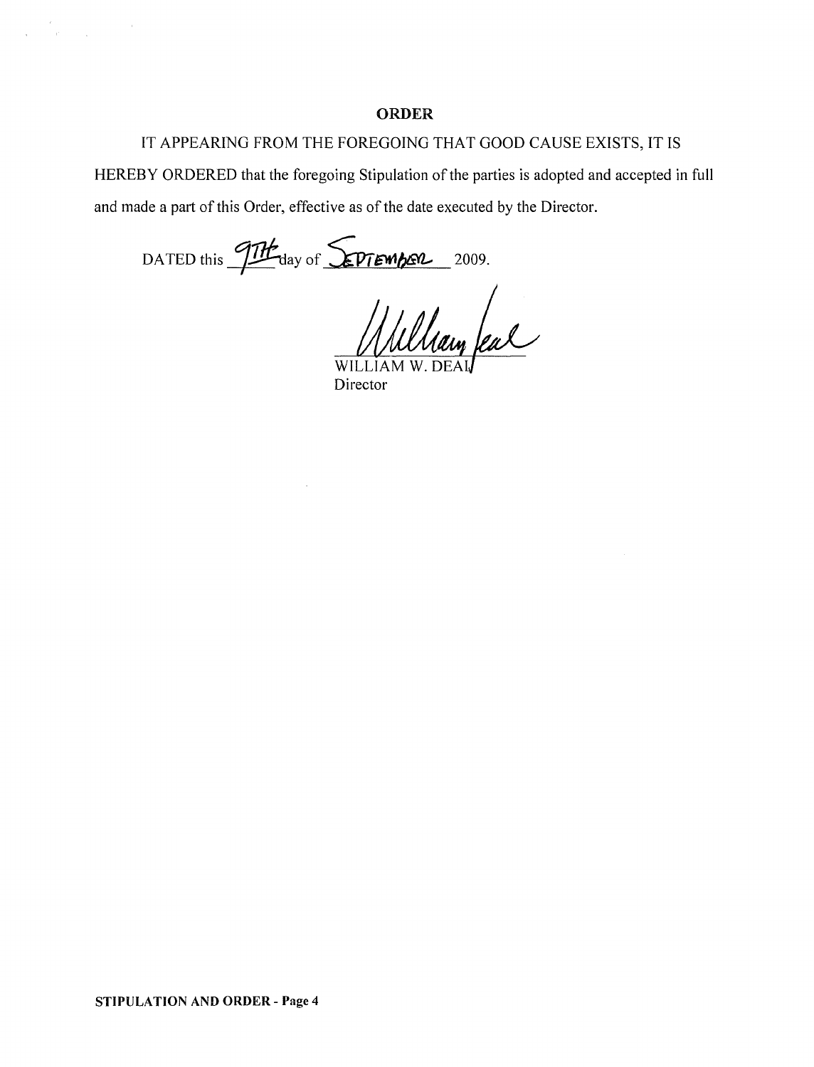## ORDER

IT APPEARING FROM THE FOREGOING THAT GOOD CAUSE EXISTS, IT IS HEREBY ORDERED that the foregoing Stipulation of the parties is adopted and accepted in full and made a part of this Order, effective as of the date executed by the Director.

DATED this 9TH day of SEPTEMBER 2009.

WILLIAM W. DEAL
Director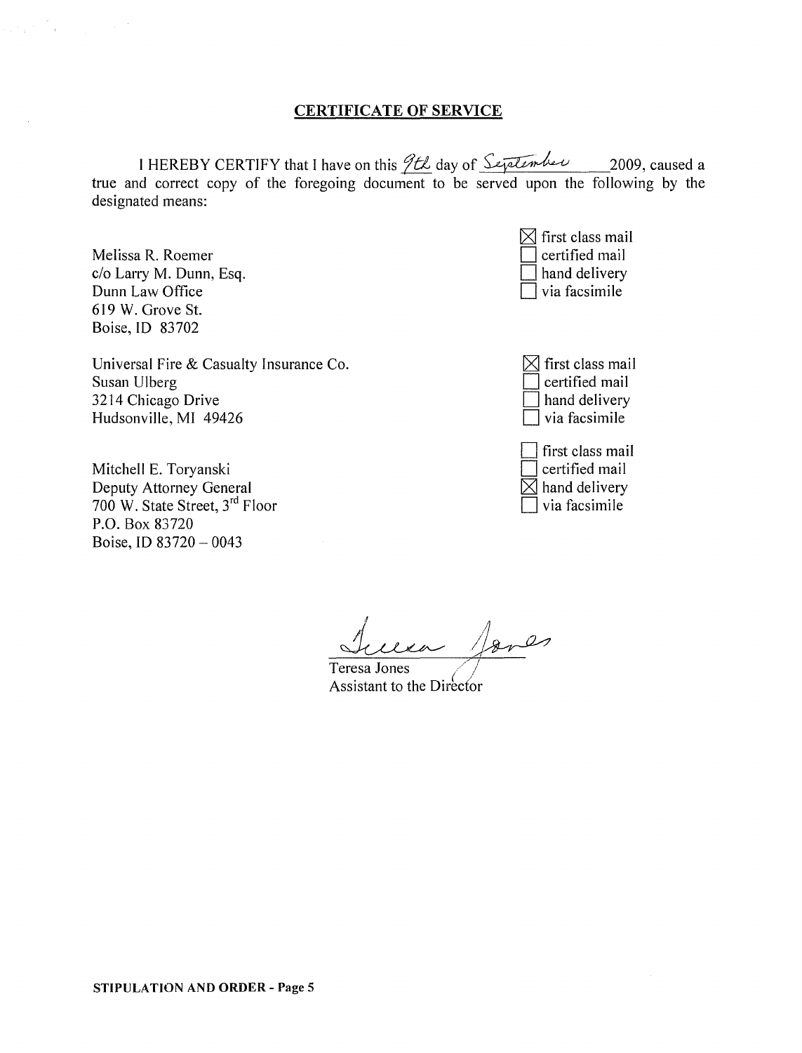## CERTIFICATE OF SERVICE

I HEREBY CERTIFY that I have on this 9th day of September 2009, caused a true and correct copy of the foregoing document to be served upon the following by the designated means:

| | |
|---|---|
| Melissa R. Roemer<br>c/o Larry M. Dunn, Esq.<br>Dunn Law Office<br>619 W. Grove St.<br>Boise, ID 83702 | ☒ first class mail<br>☐ certified mail<br>☐ hand delivery<br>☐ via facsimile |
| Universal Fire & Casualty Insurance Co.<br>Susan Ulberg<br>3214 Chicago Drive<br>Hudsonville, MI 49426 | ☒ first class mail<br>☐ certified mail<br>☐ hand delivery<br>☐ via facsimile |
| Mitchell E. Toryanski<br>Deputy Attorney General<br>700 W. State Street, 3rd Floor<br>P.O. Box 83720<br>Boise, ID 83720 – 0043 | ☐ first class mail<br>☐ certified mail<br>☒ hand delivery<br>☐ via facsimile |

Teresa Jones
Assistant to the Director

**STIPULATION AND ORDER - Page 5**